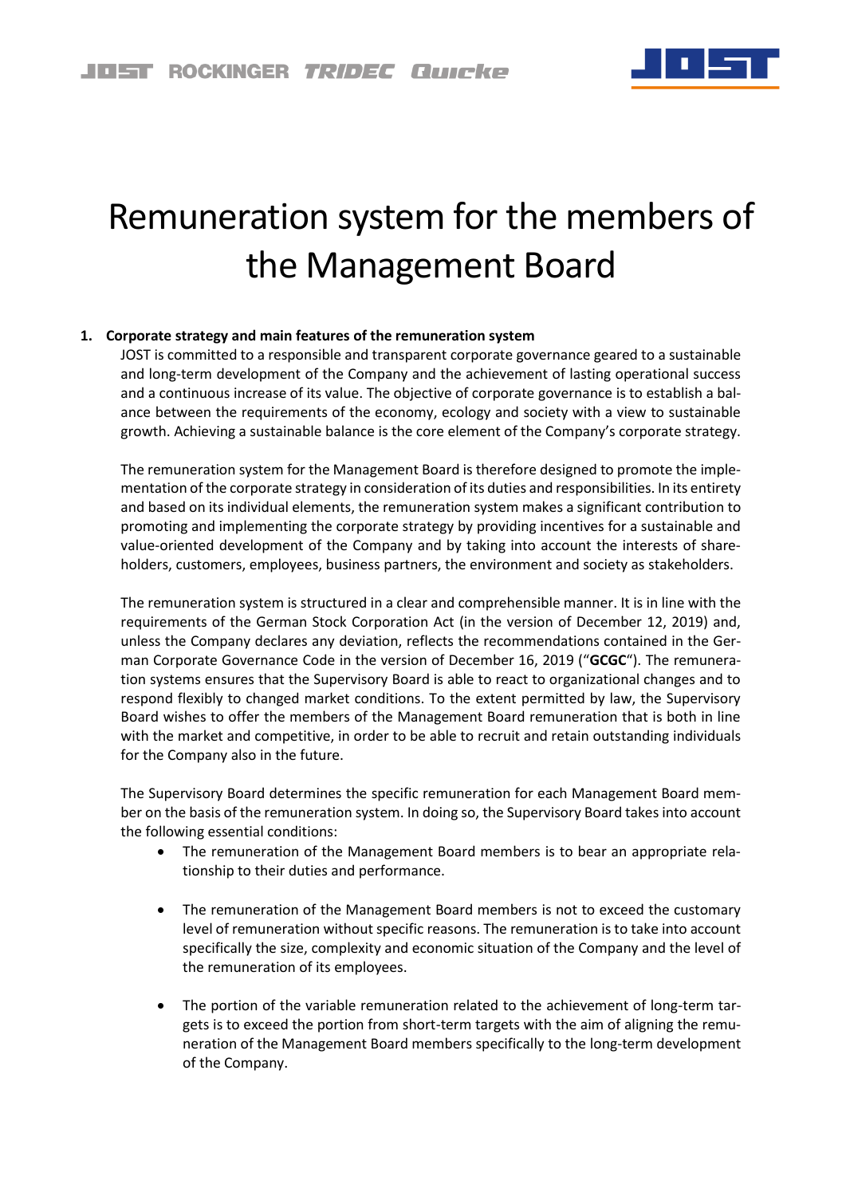# Remuneration system for the members of the Management Board

## 1. Corporate strategy and main features of the remuneration system

JOST is committed to a responsible and transparent corporate governance geared to a sustainable and long-term development of the Company and the achievement of lasting operational success and a continuous increase of its value. The objective of corporate governance is to establish a balance between the requirements of the economy, ecology and society with a view to sustainable growth. Achieving a sustainable balance is the core element of the Company's corporate strategy.

The remuneration system for the Management Board is therefore designed to promote the implementation of the corporate strategy in consideration of its duties and responsibilities. In its entirety and based on its individual elements, the remuneration system makes a significant contribution to promoting and implementing the corporate strategy by providing incentives for a sustainable and value-oriented development of the Company and by taking into account the interests of shareholders, customers, employees, business partners, the environment and society as stakeholders.

The remuneration system is structured in a clear and comprehensible manner. It is in line with the requirements of the German Stock Corporation Act (in the version of December 12, 2019) and, unless the Company declares any deviation, reflects the recommendations contained in the German Corporate Governance Code in the version of December 16, 2019 ("**GCGC**"). The remuneration systems ensures that the Supervisory Board is able to react to organizational changes and to respond flexibly to changed market conditions. To the extent permitted by law, the Supervisory Board wishes to offer the members of the Management Board remuneration that is both in line with the market and competitive, in order to be able to recruit and retain outstanding individuals for the Company also in the future.

The Supervisory Board determines the specific remuneration for each Management Board member on the basis of the remuneration system. In doing so, the Supervisory Board takes into account the following essential conditions:

- The remuneration of the Management Board members is to bear an appropriate relationship to their duties and performance.
- The remuneration of the Management Board members is not to exceed the customary level of remuneration without specific reasons. The remuneration is to take into account specifically the size, complexity and economic situation of the Company and the level of the remuneration of its employees.
- The portion of the variable remuneration related to the achievement of long-term targets is to exceed the portion from short-term targets with the aim of aligning the remuneration of the Management Board members specifically to the long-term development of the Company.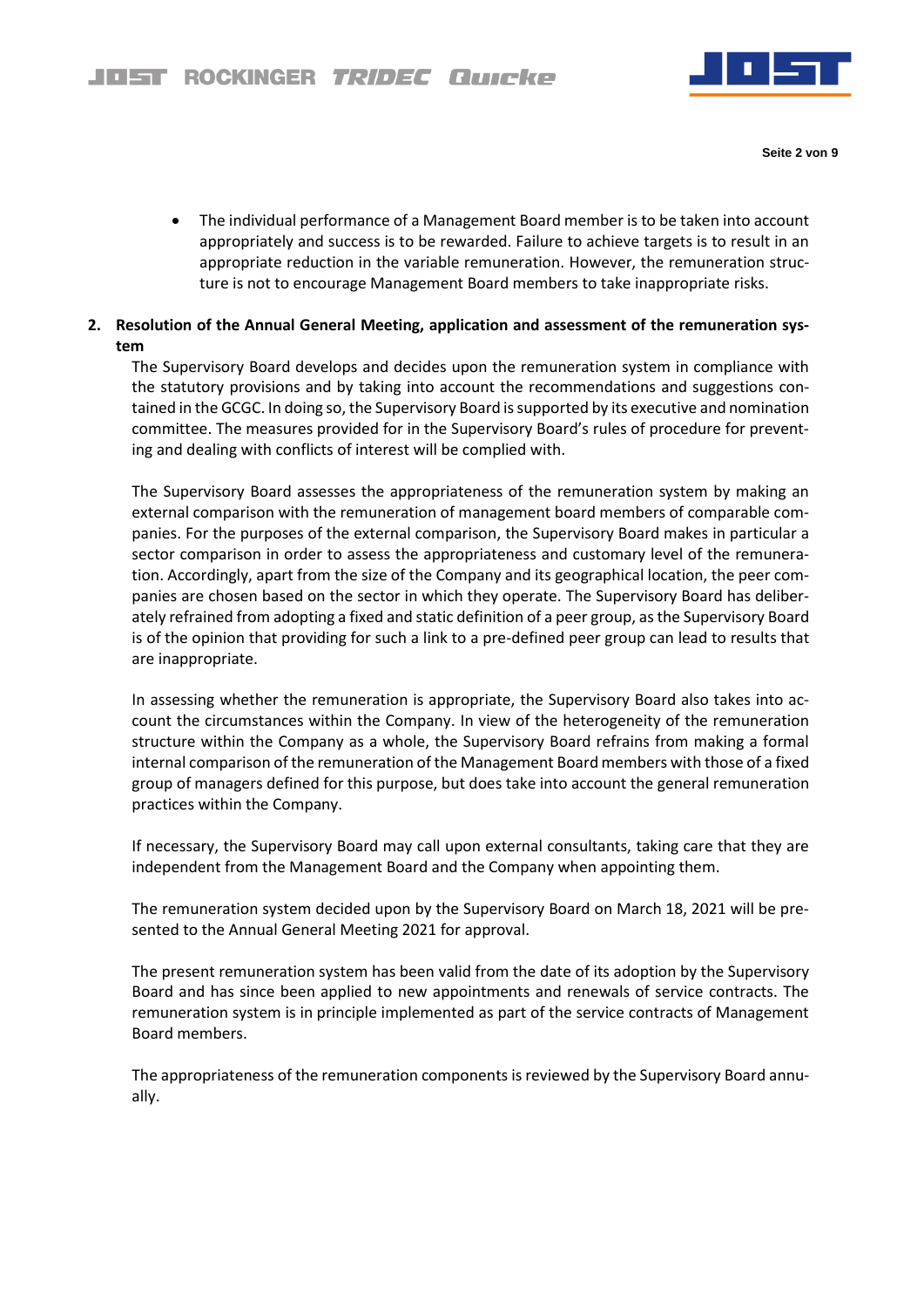- The individual performance of a Management Board member is to be taken into account appropriately and success is to be rewarded. Failure to achieve targets is to result in an appropriate reduction in the variable remuneration. However, the remuneration structure is not to encourage Management Board members to take inappropriate risks.

## 2. Resolution of the Annual General Meeting, application and assessment of the remuneration system

The Supervisory Board develops and decides upon the remuneration system in compliance with the statutory provisions and by taking into account the recommendations and suggestions contained in the GCGC. In doing so, the Supervisory Board is supported by its executive and nomination committee. The measures provided for in the Supervisory Board's rules of procedure for preventing and dealing with conflicts of interest will be complied with.

The Supervisory Board assesses the appropriateness of the remuneration system by making an external comparison with the remuneration of management board members of comparable companies. For the purposes of the external comparison, the Supervisory Board makes in particular a sector comparison in order to assess the appropriateness and customary level of the remuneration. Accordingly, apart from the size of the Company and its geographical location, the peer companies are chosen based on the sector in which they operate. The Supervisory Board has deliberately refrained from adopting a fixed and static definition of a peer group, as the Supervisory Board is of the opinion that providing for such a link to a pre-defined peer group can lead to results that are inappropriate.

In assessing whether the remuneration is appropriate, the Supervisory Board also takes into account the circumstances within the Company. In view of the heterogeneity of the remuneration structure within the Company as a whole, the Supervisory Board refrains from making a formal internal comparison of the remuneration of the Management Board members with those of a fixed group of managers defined for this purpose, but does take into account the general remuneration practices within the Company.

If necessary, the Supervisory Board may call upon external consultants, taking care that they are independent from the Management Board and the Company when appointing them.

The remuneration system decided upon by the Supervisory Board on March 18, 2021 will be presented to the Annual General Meeting 2021 for approval.

The present remuneration system has been valid from the date of its adoption by the Supervisory Board and has since been applied to new appointments and renewals of service contracts. The remuneration system is in principle implemented as part of the service contracts of Management Board members.

The appropriateness of the remuneration components is reviewed by the Supervisory Board annually.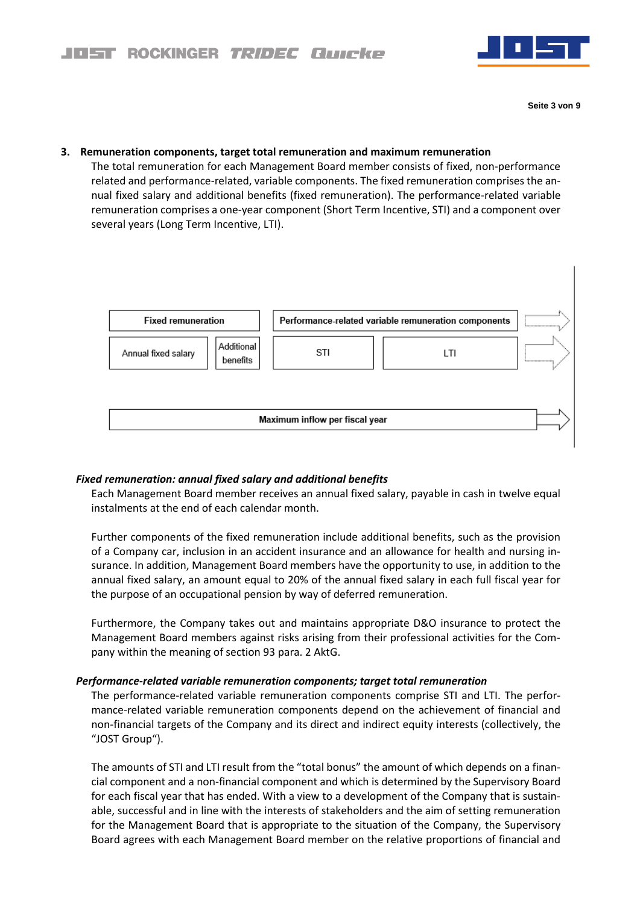## 3. Remuneration components, target total remuneration and maximum remuneration

The total remuneration for each Management Board member consists of fixed, non-performance related and performance-related, variable components. The fixed remuneration comprises the annual fixed salary and additional benefits (fixed remuneration). The performance-related variable remuneration comprises a one-year component (Short Term Incentive, STI) and a component over several years (Long Term Incentive, LTI).

| Fixed remuneration | | Performance-related variable remuneration components | |
|---|---|---|---|
| Annual fixed salary | Additional benefits | STI | LTI |

Maximum inflow per fiscal year

### *Fixed remuneration: annual fixed salary and additional benefits*

Each Management Board member receives an annual fixed salary, payable in cash in twelve equal instalments at the end of each calendar month.

Further components of the fixed remuneration include additional benefits, such as the provision of a Company car, inclusion in an accident insurance and an allowance for health and nursing insurance. In addition, Management Board members have the opportunity to use, in addition to the annual fixed salary, an amount equal to 20% of the annual fixed salary in each full fiscal year for the purpose of an occupational pension by way of deferred remuneration.

Furthermore, the Company takes out and maintains appropriate D&O insurance to protect the Management Board members against risks arising from their professional activities for the Company within the meaning of section 93 para. 2 AktG.

### *Performance-related variable remuneration components; target total remuneration*

The performance-related variable remuneration components comprise STI and LTI. The performance-related variable remuneration components depend on the achievement of financial and non-financial targets of the Company and its direct and indirect equity interests (collectively, the "JOST Group").

The amounts of STI and LTI result from the "total bonus" the amount of which depends on a financial component and a non-financial component and which is determined by the Supervisory Board for each fiscal year that has ended. With a view to a development of the Company that is sustainable, successful and in line with the interests of stakeholders and the aim of setting remuneration for the Management Board that is appropriate to the situation of the Company, the Supervisory Board agrees with each Management Board member on the relative proportions of financial and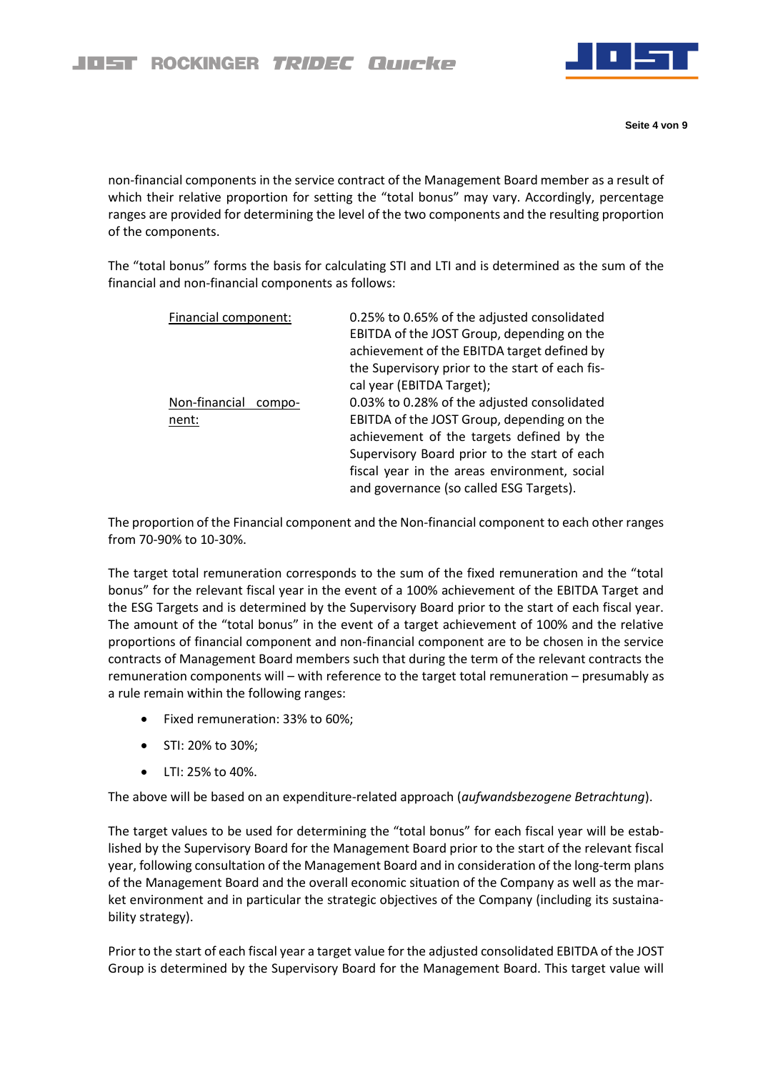non-financial components in the service contract of the Management Board member as a result of which their relative proportion for setting the "total bonus" may vary. Accordingly, percentage ranges are provided for determining the level of the two components and the resulting proportion of the components.

The "total bonus" forms the basis for calculating STI and LTI and is determined as the sum of the financial and non-financial components as follows:

| | |
|---|---|
| Financial component: | 0.25% to 0.65% of the adjusted consolidated EBITDA of the JOST Group, depending on the achievement of the EBITDA target defined by the Supervisory prior to the start of each fiscal year (EBITDA Target); |
| Non-financial component: | 0.03% to 0.28% of the adjusted consolidated EBITDA of the JOST Group, depending on the achievement of the targets defined by the Supervisory Board prior to the start of each fiscal year in the areas environment, social and governance (so called ESG Targets). |

The proportion of the Financial component and the Non-financial component to each other ranges from 70-90% to 10-30%.

The target total remuneration corresponds to the sum of the fixed remuneration and the "total bonus" for the relevant fiscal year in the event of a 100% achievement of the EBITDA Target and the ESG Targets and is determined by the Supervisory Board prior to the start of each fiscal year. The amount of the "total bonus" in the event of a target achievement of 100% and the relative proportions of financial component and non-financial component are to be chosen in the service contracts of Management Board members such that during the term of the relevant contracts the remuneration components will – with reference to the target total remuneration – presumably as a rule remain within the following ranges:

- Fixed remuneration: 33% to 60%;
- STI: 20% to 30%;
- LTI: 25% to 40%.

The above will be based on an expenditure-related approach (*aufwandsbezogene Betrachtung*).

The target values to be used for determining the "total bonus" for each fiscal year will be established by the Supervisory Board for the Management Board prior to the start of the relevant fiscal year, following consultation of the Management Board and in consideration of the long-term plans of the Management Board and the overall economic situation of the Company as well as the market environment and in particular the strategic objectives of the Company (including its sustainability strategy).

Prior to the start of each fiscal year a target value for the adjusted consolidated EBITDA of the JOST Group is determined by the Supervisory Board for the Management Board. This target value will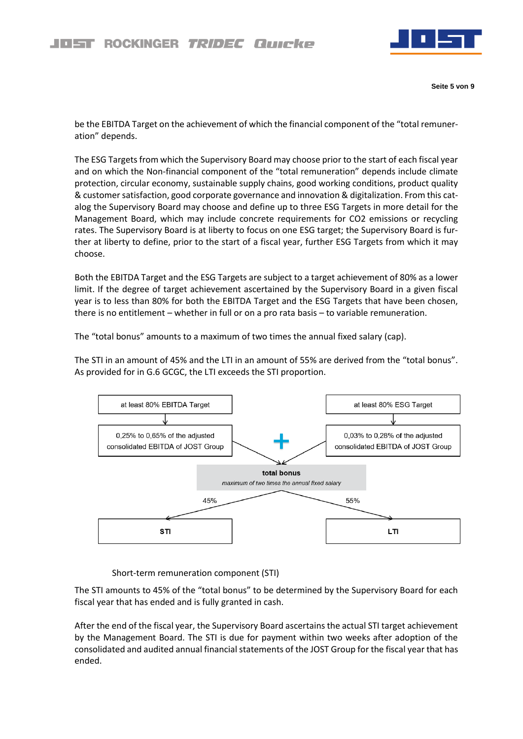be the EBITDA Target on the achievement of which the financial component of the “total remuneration” depends.

The ESG Targets from which the Supervisory Board may choose prior to the start of each fiscal year and on which the Non-financial component of the “total remuneration” depends include climate protection, circular economy, sustainable supply chains, good working conditions, product quality & customer satisfaction, good corporate governance and innovation & digitalization. From this catalog the Supervisory Board may choose and define up to three ESG Targets in more detail for the Management Board, which may include concrete requirements for CO2 emissions or recycling rates. The Supervisory Board is at liberty to focus on one ESG target; the Supervisory Board is further at liberty to define, prior to the start of a fiscal year, further ESG Targets from which it may choose.

Both the EBITDA Target and the ESG Targets are subject to a target achievement of 80% as a lower limit. If the degree of target achievement ascertained by the Supervisory Board in a given fiscal year is to less than 80% for both the EBITDA Target and the ESG Targets that have been chosen, there is no entitlement – whether in full or on a pro rata basis – to variable remuneration.

The “total bonus” amounts to a maximum of two times the annual fixed salary (cap).

The STI in an amount of 45% and the LTI in an amount of 55% are derived from the “total bonus”. As provided for in G.6 GCGC, the LTI exceeds the STI proportion.

at least 80% EBITDA Target → 0,25% to 0,65% of the adjusted consolidated EBITDA of JOST Group

\+

at least 80% ESG Target → 0,03% to 0,28% of the adjusted consolidated EBITDA of JOST Group

→ **total bonus**
*maximum of two times the annual fixed salary*

45% → **STI**

55% → **LTI**

Short-term remuneration component (STI)

The STI amounts to 45% of the “total bonus” to be determined by the Supervisory Board for each fiscal year that has ended and is fully granted in cash.

After the end of the fiscal year, the Supervisory Board ascertains the actual STI target achievement by the Management Board. The STI is due for payment within two weeks after adoption of the consolidated and audited annual financial statements of the JOST Group for the fiscal year that has ended.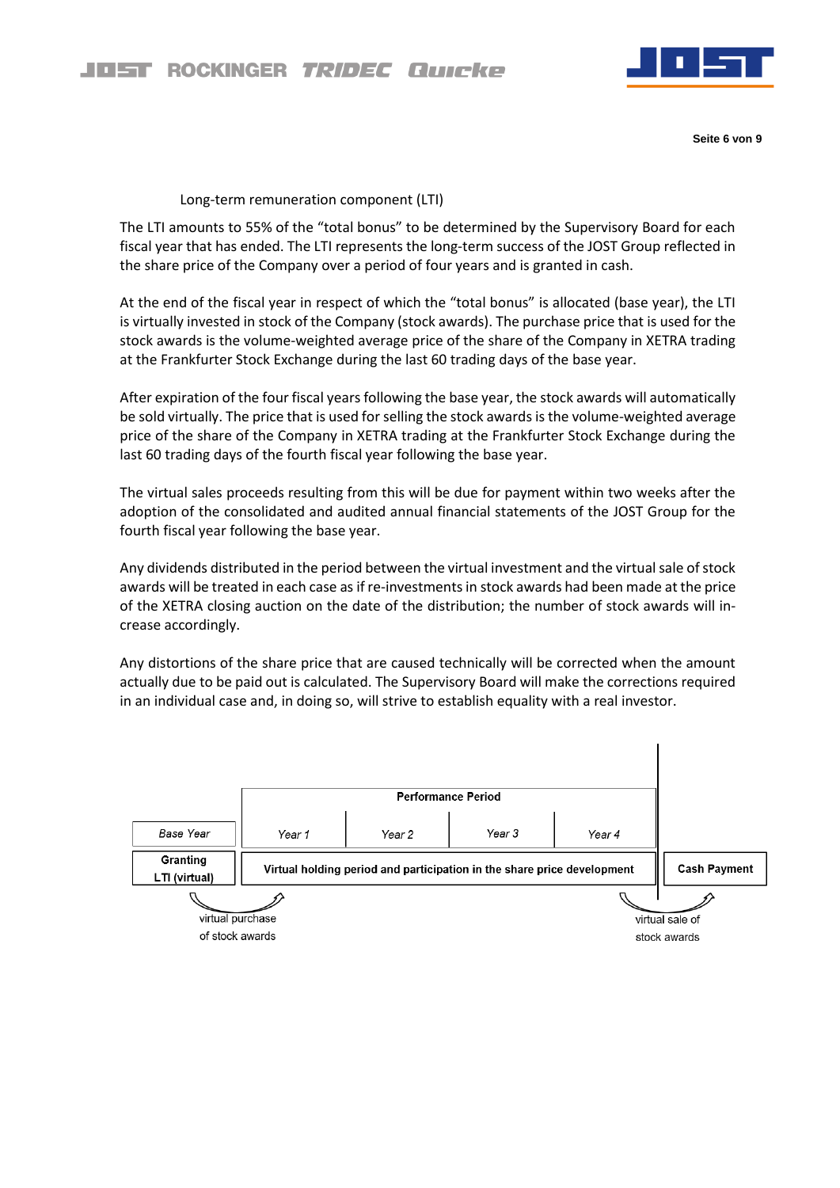### Long-term remuneration component (LTI)

The LTI amounts to 55% of the "total bonus" to be determined by the Supervisory Board for each fiscal year that has ended. The LTI represents the long-term success of the JOST Group reflected in the share price of the Company over a period of four years and is granted in cash.

At the end of the fiscal year in respect of which the "total bonus" is allocated (base year), the LTI is virtually invested in stock of the Company (stock awards). The purchase price that is used for the stock awards is the volume-weighted average price of the share of the Company in XETRA trading at the Frankfurter Stock Exchange during the last 60 trading days of the base year.

After expiration of the four fiscal years following the base year, the stock awards will automatically be sold virtually. The price that is used for selling the stock awards is the volume-weighted average price of the share of the Company in XETRA trading at the Frankfurter Stock Exchange during the last 60 trading days of the fourth fiscal year following the base year.

The virtual sales proceeds resulting from this will be due for payment within two weeks after the adoption of the consolidated and audited annual financial statements of the JOST Group for the fourth fiscal year following the base year.

Any dividends distributed in the period between the virtual investment and the virtual sale of stock awards will be treated in each case as if re-investments in stock awards had been made at the price of the XETRA closing auction on the date of the distribution; the number of stock awards will increase accordingly.

Any distortions of the share price that are caused technically will be corrected when the amount actually due to be paid out is calculated. The Supervisory Board will make the corrections required in an individual case and, in doing so, will strive to establish equality with a real investor.

| | Performance Period | | | | |
|---|---|---|---|---|---|
| *Base Year* | *Year 1* | *Year 2* | *Year 3* | *Year 4* | |
| **Granting LTI (virtual)** | **Virtual holding period and participation in the share price development** | | | | **Cash Payment** |
| virtual purchase of stock awards | | | | | virtual sale of stock awards |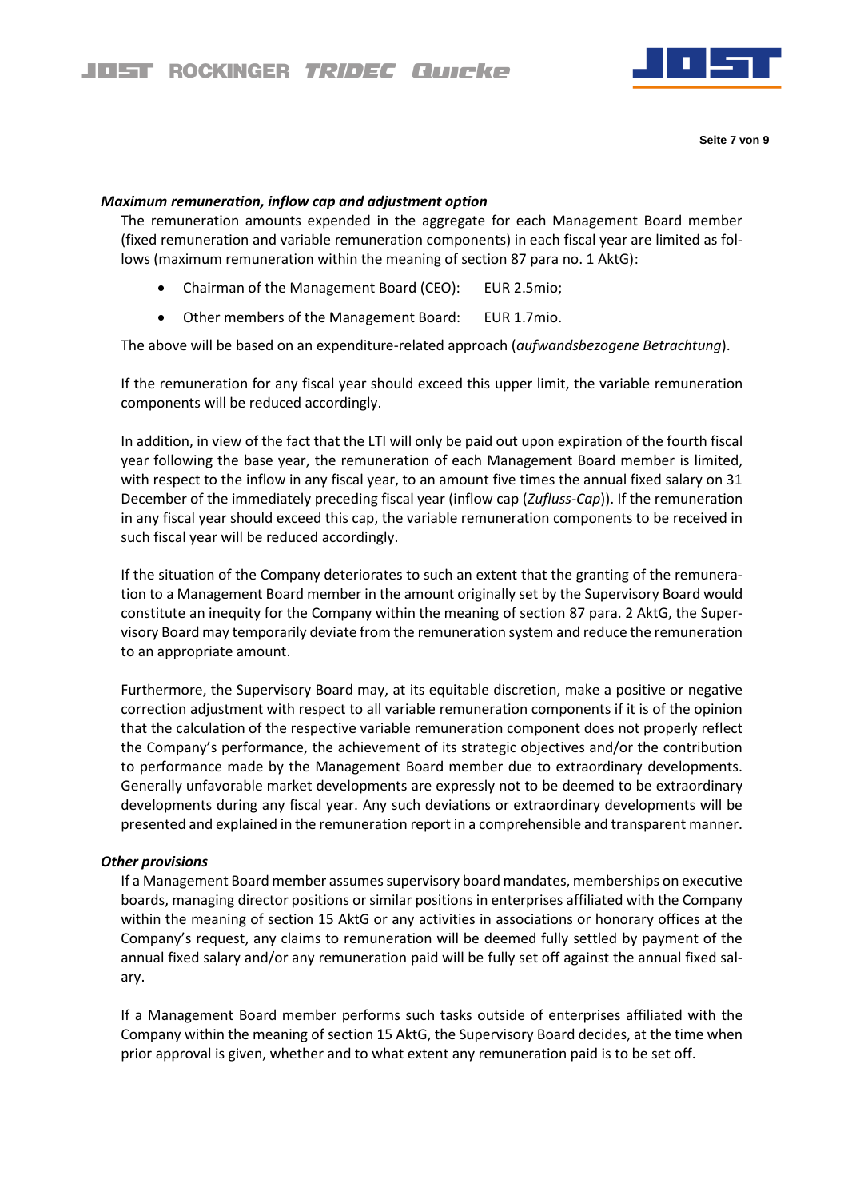***Maximum remuneration, inflow cap and adjustment option***

The remuneration amounts expended in the aggregate for each Management Board member (fixed remuneration and variable remuneration components) in each fiscal year are limited as follows (maximum remuneration within the meaning of section 87 para no. 1 AktG):

- Chairman of the Management Board (CEO): EUR 2.5mio;
- Other members of the Management Board: EUR 1.7mio.

The above will be based on an expenditure-related approach (*aufwandsbezogene Betrachtung*).

If the remuneration for any fiscal year should exceed this upper limit, the variable remuneration components will be reduced accordingly.

In addition, in view of the fact that the LTI will only be paid out upon expiration of the fourth fiscal year following the base year, the remuneration of each Management Board member is limited, with respect to the inflow in any fiscal year, to an amount five times the annual fixed salary on 31 December of the immediately preceding fiscal year (inflow cap (*Zufluss-Cap*)). If the remuneration in any fiscal year should exceed this cap, the variable remuneration components to be received in such fiscal year will be reduced accordingly.

If the situation of the Company deteriorates to such an extent that the granting of the remuneration to a Management Board member in the amount originally set by the Supervisory Board would constitute an inequity for the Company within the meaning of section 87 para. 2 AktG, the Supervisory Board may temporarily deviate from the remuneration system and reduce the remuneration to an appropriate amount.

Furthermore, the Supervisory Board may, at its equitable discretion, make a positive or negative correction adjustment with respect to all variable remuneration components if it is of the opinion that the calculation of the respective variable remuneration component does not properly reflect the Company's performance, the achievement of its strategic objectives and/or the contribution to performance made by the Management Board member due to extraordinary developments. Generally unfavorable market developments are expressly not to be deemed to be extraordinary developments during any fiscal year. Any such deviations or extraordinary developments will be presented and explained in the remuneration report in a comprehensible and transparent manner.

***Other provisions***

If a Management Board member assumes supervisory board mandates, memberships on executive boards, managing director positions or similar positions in enterprises affiliated with the Company within the meaning of section 15 AktG or any activities in associations or honorary offices at the Company's request, any claims to remuneration will be deemed fully settled by payment of the annual fixed salary and/or any remuneration paid will be fully set off against the annual fixed salary.

If a Management Board member performs such tasks outside of enterprises affiliated with the Company within the meaning of section 15 AktG, the Supervisory Board decides, at the time when prior approval is given, whether and to what extent any remuneration paid is to be set off.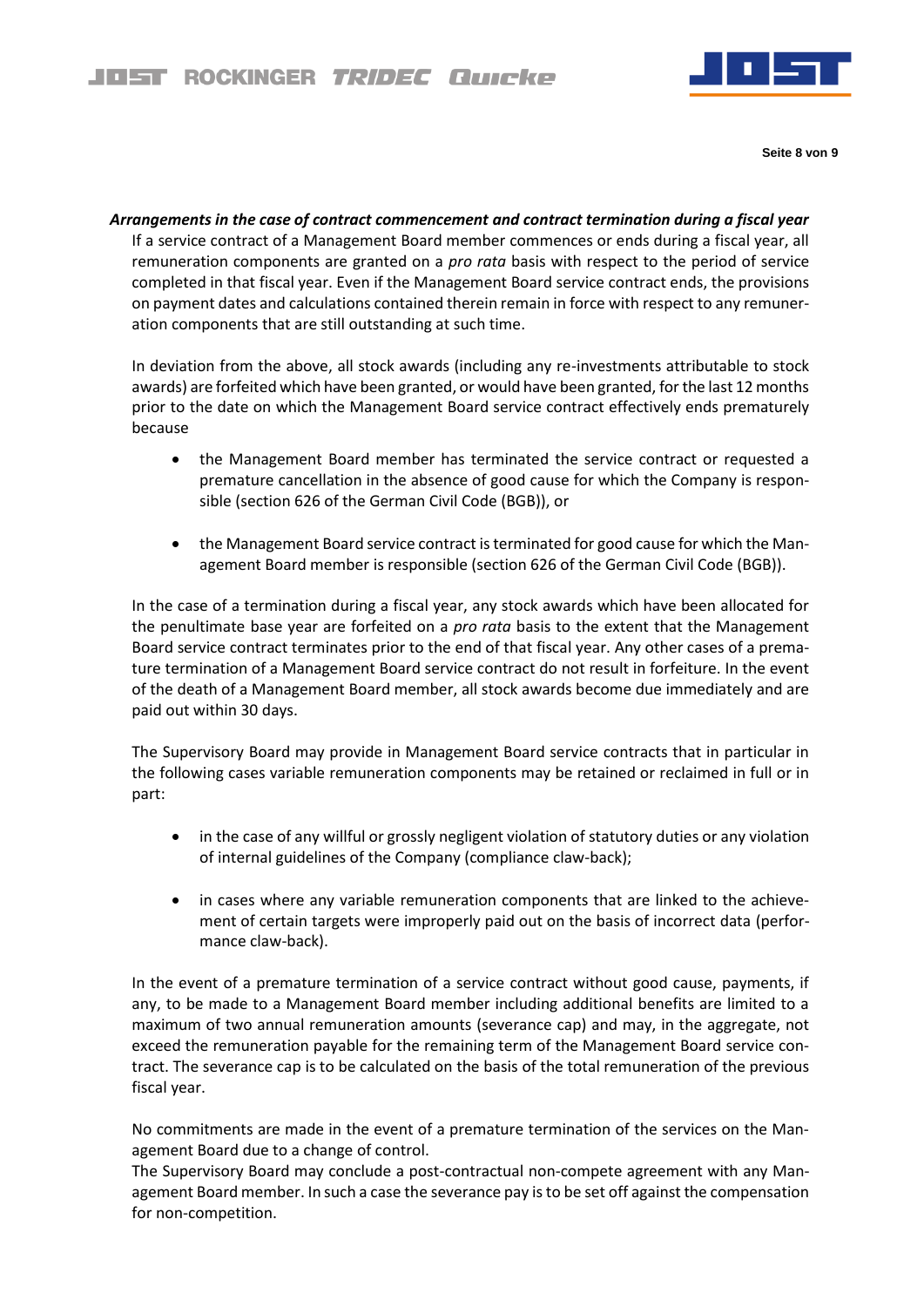***Arrangements in the case of contract commencement and contract termination during a fiscal year***

If a service contract of a Management Board member commences or ends during a fiscal year, all remuneration components are granted on a *pro rata* basis with respect to the period of service completed in that fiscal year. Even if the Management Board service contract ends, the provisions on payment dates and calculations contained therein remain in force with respect to any remuneration components that are still outstanding at such time.

In deviation from the above, all stock awards (including any re-investments attributable to stock awards) are forfeited which have been granted, or would have been granted, for the last 12 months prior to the date on which the Management Board service contract effectively ends prematurely because

- the Management Board member has terminated the service contract or requested a premature cancellation in the absence of good cause for which the Company is responsible (section 626 of the German Civil Code (BGB)), or
- the Management Board service contract is terminated for good cause for which the Management Board member is responsible (section 626 of the German Civil Code (BGB)).

In the case of a termination during a fiscal year, any stock awards which have been allocated for the penultimate base year are forfeited on a *pro rata* basis to the extent that the Management Board service contract terminates prior to the end of that fiscal year. Any other cases of a premature termination of a Management Board service contract do not result in forfeiture. In the event of the death of a Management Board member, all stock awards become due immediately and are paid out within 30 days.

The Supervisory Board may provide in Management Board service contracts that in particular in the following cases variable remuneration components may be retained or reclaimed in full or in part:

- in the case of any willful or grossly negligent violation of statutory duties or any violation of internal guidelines of the Company (compliance claw-back);
- in cases where any variable remuneration components that are linked to the achievement of certain targets were improperly paid out on the basis of incorrect data (performance claw-back).

In the event of a premature termination of a service contract without good cause, payments, if any, to be made to a Management Board member including additional benefits are limited to a maximum of two annual remuneration amounts (severance cap) and may, in the aggregate, not exceed the remuneration payable for the remaining term of the Management Board service contract. The severance cap is to be calculated on the basis of the total remuneration of the previous fiscal year.

No commitments are made in the event of a premature termination of the services on the Management Board due to a change of control.
The Supervisory Board may conclude a post-contractual non-compete agreement with any Management Board member. In such a case the severance pay is to be set off against the compensation for non-competition.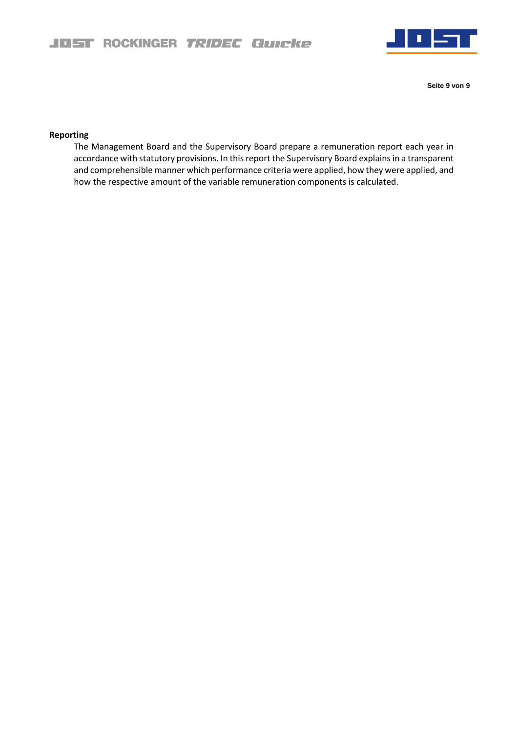**Reporting**

The Management Board and the Supervisory Board prepare a remuneration report each year in accordance with statutory provisions. In this report the Supervisory Board explains in a transparent and comprehensible manner which performance criteria were applied, how they were applied, and how the respective amount of the variable remuneration components is calculated.